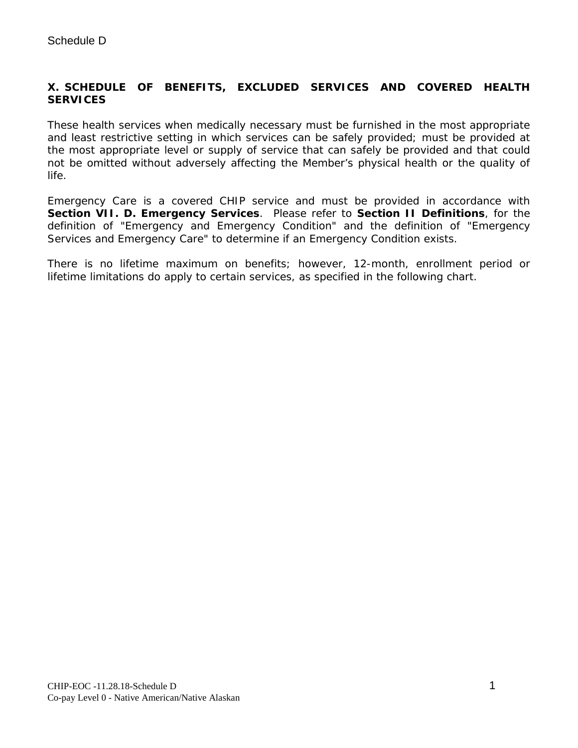Schedule D

## X. SCHEDULE OF BENEFITS, EXCLUDED SERVICES AND COVERED HEALTH SERVICES

These health services when medically necessary must be furnished in the most appropriate and least restrictive setting in which services can be safely provided; must be provided at the most appropriate level or supply of service that can safely be provided and that could not be omitted without adversely affecting the Member's physical health or the quality of life.

Emergency Care is a covered CHIP service and must be provided in accordance with **Section VII. D. Emergency Services**. Please refer to **Section II Definitions**, for the definition of "Emergency and Emergency Condition" and the definition of "Emergency Services and Emergency Care" to determine if an Emergency Condition exists.

There is no lifetime maximum on benefits; however, 12-month, enrollment period or lifetime limitations do apply to certain services, as specified in the following chart.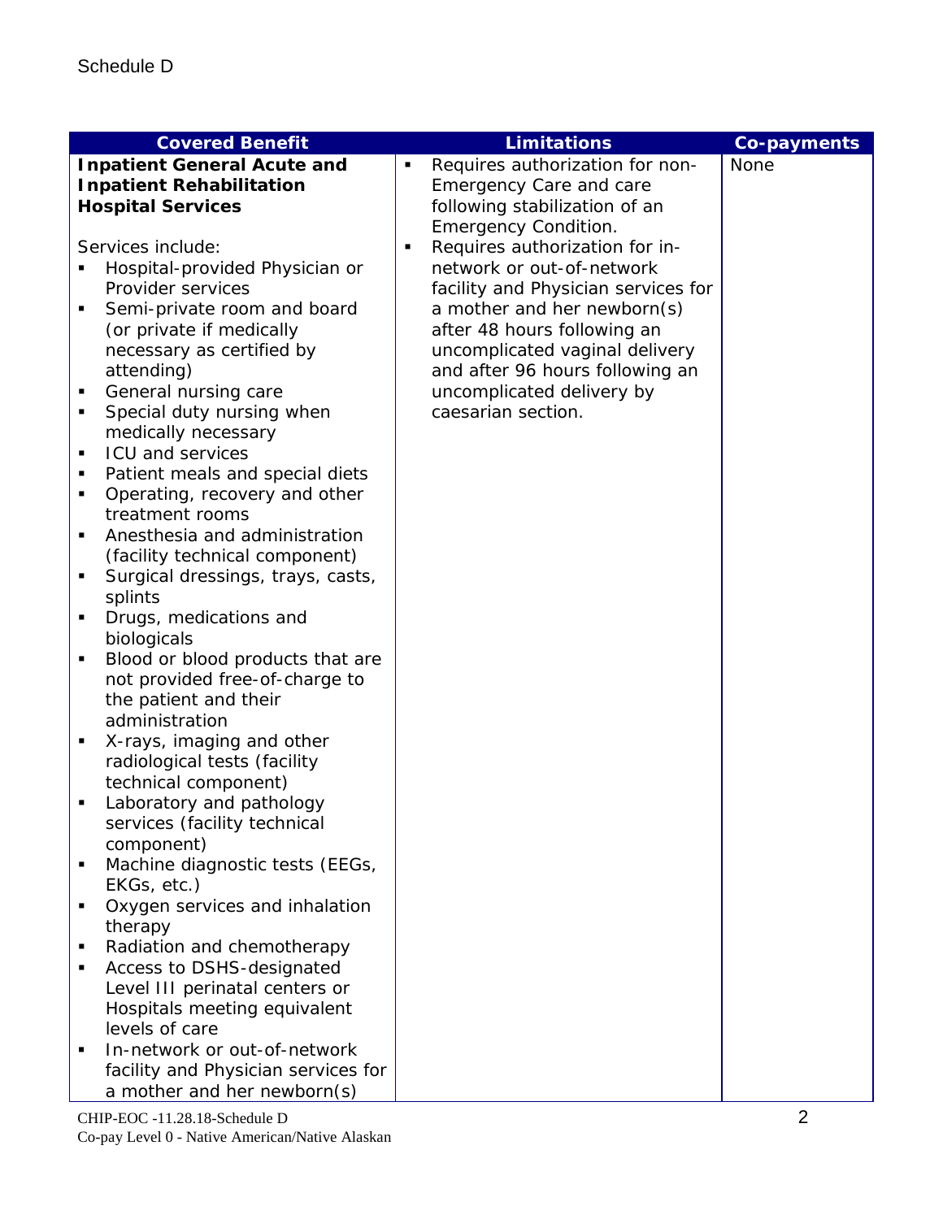Schedule D

| Covered Benefit | Limitations | Co-payments |
|---|---|---|
| **Inpatient General Acute and Inpatient Rehabilitation Hospital Services**<br><br>Services include:<br>▪ Hospital-provided Physician or Provider services<br>▪ Semi-private room and board (or private if medically necessary as certified by attending)<br>▪ General nursing care<br>▪ Special duty nursing when medically necessary<br>▪ ICU and services<br>▪ Patient meals and special diets<br>▪ Operating, recovery and other treatment rooms<br>▪ Anesthesia and administration (facility technical component)<br>▪ Surgical dressings, trays, casts, splints<br>▪ Drugs, medications and biologicals<br>▪ Blood or blood products that are not provided free-of-charge to the patient and their administration<br>▪ X-rays, imaging and other radiological tests (facility technical component)<br>▪ Laboratory and pathology services (facility technical component)<br>▪ Machine diagnostic tests (EEGs, EKGs, etc.)<br>▪ Oxygen services and inhalation therapy<br>▪ Radiation and chemotherapy<br>▪ Access to DSHS-designated Level III perinatal centers or Hospitals meeting equivalent levels of care<br>▪ In-network or out-of-network facility and Physician services for a mother and her newborn(s) | ▪ Requires authorization for non-Emergency Care and care following stabilization of an Emergency Condition.<br>▪ Requires authorization for in-network or out-of-network facility and Physician services for a mother and her newborn(s) after 48 hours following an uncomplicated vaginal delivery and after 96 hours following an uncomplicated delivery by caesarian section. | None |

CHIP-EOC -11.28.18-Schedule D
Co-pay Level 0 - Native American/Native Alaskan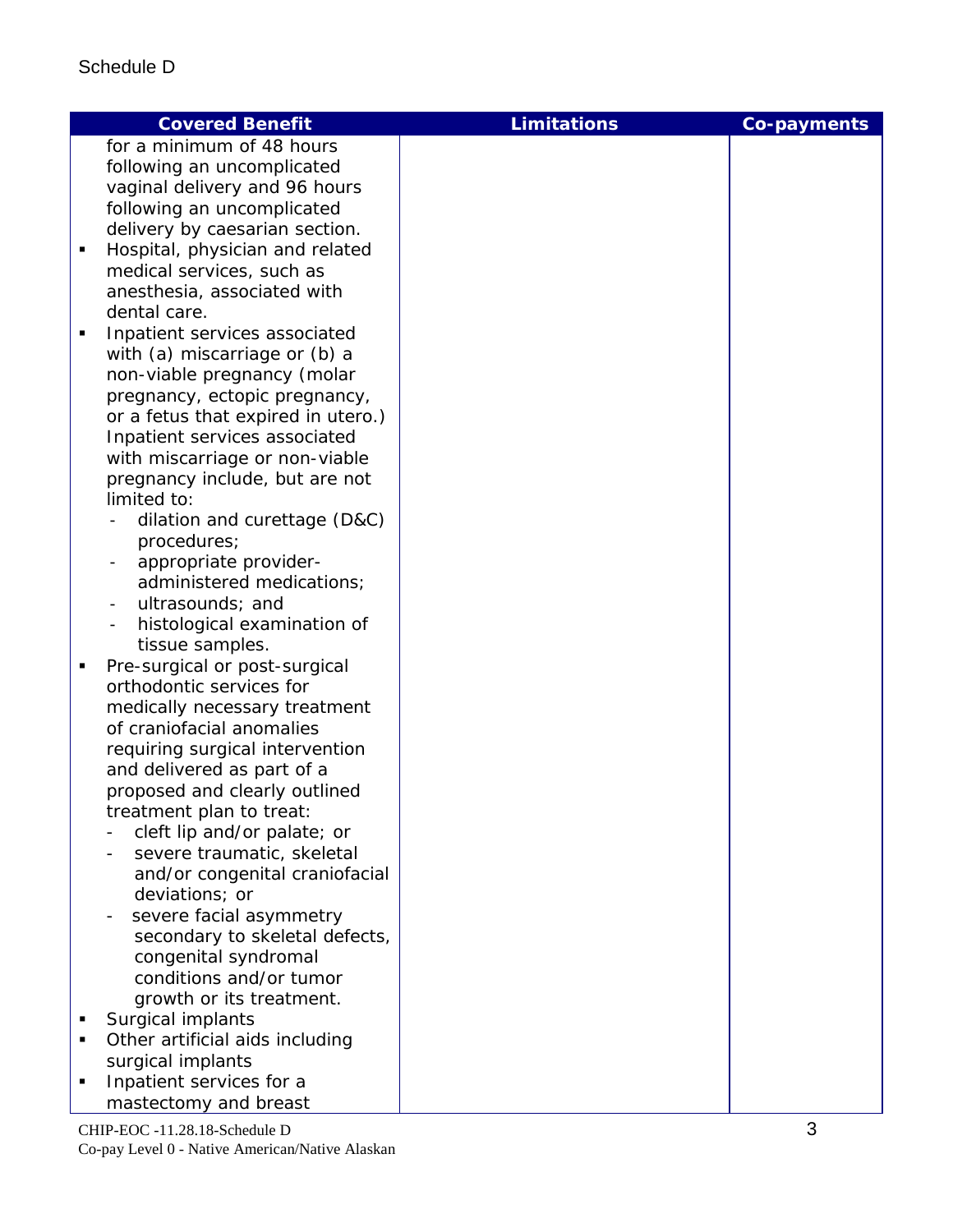Schedule D

| Covered Benefit | Limitations | Co-payments |
|---|---|---|
| for a minimum of 48 hours following an uncomplicated vaginal delivery and 96 hours following an uncomplicated delivery by caesarian section.<br>▪ Hospital, physician and related medical services, such as anesthesia, associated with dental care.<br>▪ Inpatient services associated with (a) miscarriage or (b) a non-viable pregnancy (molar pregnancy, ectopic pregnancy, or a fetus that expired in utero.) Inpatient services associated with miscarriage or non-viable pregnancy include, but are not limited to:<br>- dilation and curettage (D&C) procedures;<br>- appropriate provider-administered medications;<br>- ultrasounds; and<br>- histological examination of tissue samples.<br>▪ Pre-surgical or post-surgical orthodontic services for medically necessary treatment of craniofacial anomalies requiring surgical intervention and delivered as part of a proposed and clearly outlined treatment plan to treat:<br>- cleft lip and/or palate; or<br>- severe traumatic, skeletal and/or congenital craniofacial deviations; or<br>- severe facial asymmetry secondary to skeletal defects, congenital syndromal conditions and/or tumor growth or its treatment.<br>▪ Surgical implants<br>▪ Other artificial aids including surgical implants<br>▪ Inpatient services for a mastectomy and breast | | |

CHIP-EOC -11.28.18-Schedule D
Co-pay Level 0 - Native American/Native Alaskan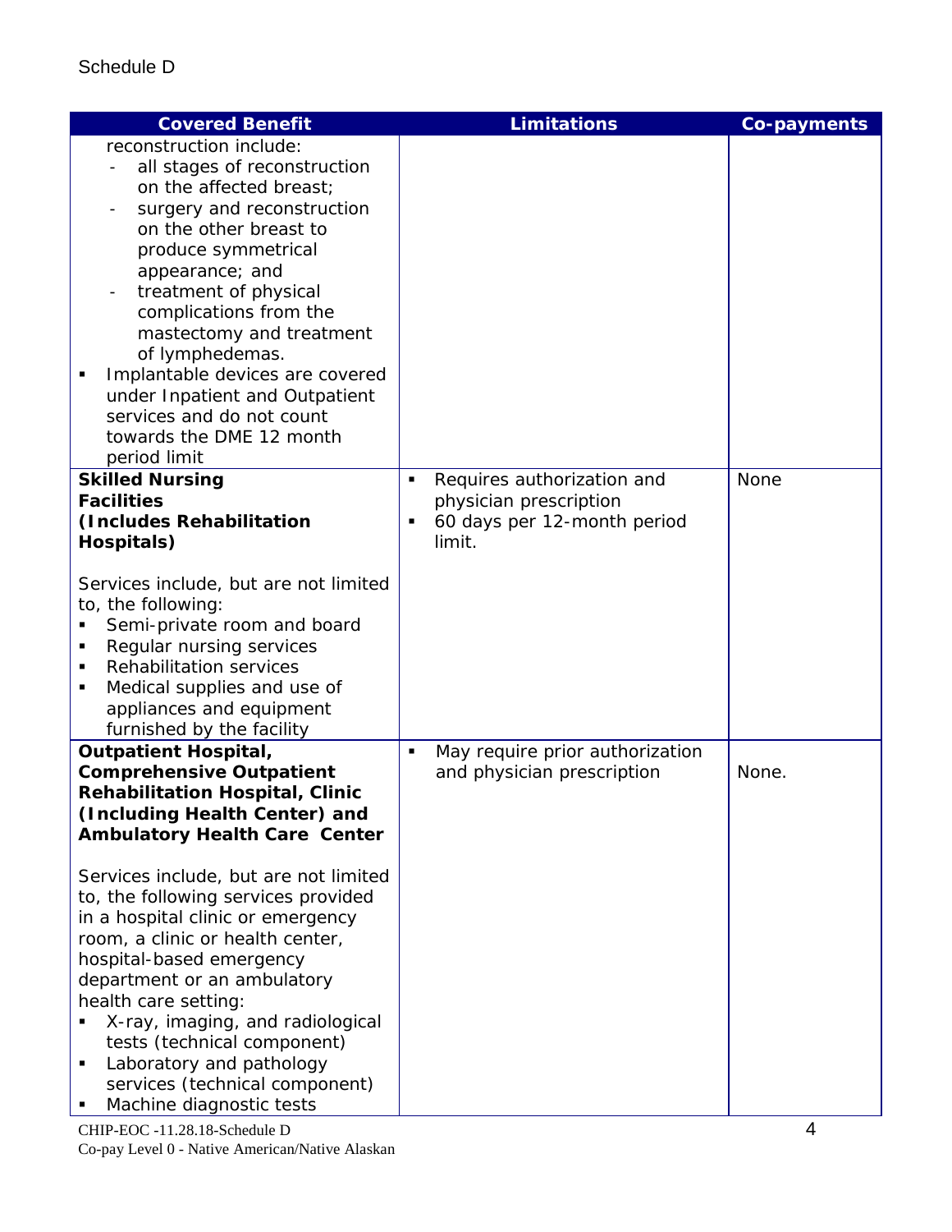Schedule D

| Covered Benefit | Limitations | Co-payments |
|---|---|---|
| reconstruction include:<br>- all stages of reconstruction on the affected breast;<br>- surgery and reconstruction on the other breast to produce symmetrical appearance; and<br>- treatment of physical complications from the mastectomy and treatment of lymphedemas.<br>▪ Implantable devices are covered under Inpatient and Outpatient services and do not count towards the DME 12 month period limit | | |
| **Skilled Nursing Facilities (Includes Rehabilitation Hospitals)**<br><br>Services include, but are not limited to, the following:<br>▪ Semi-private room and board<br>▪ Regular nursing services<br>▪ Rehabilitation services<br>▪ Medical supplies and use of appliances and equipment furnished by the facility | ▪ Requires authorization and physician prescription<br>▪ 60 days per 12-month period limit. | None |
| **Outpatient Hospital, Comprehensive Outpatient Rehabilitation Hospital, Clinic (Including Health Center) and Ambulatory Health Care Center**<br><br>Services include, but are not limited to, the following services provided in a hospital clinic or emergency room, a clinic or health center, hospital-based emergency department or an ambulatory health care setting:<br>▪ X-ray, imaging, and radiological tests (technical component)<br>▪ Laboratory and pathology services (technical component)<br>▪ Machine diagnostic tests | ▪ May require prior authorization and physician prescription | None. |

CHIP-EOC -11.28.18-Schedule D
Co-pay Level 0 - Native American/Native Alaskan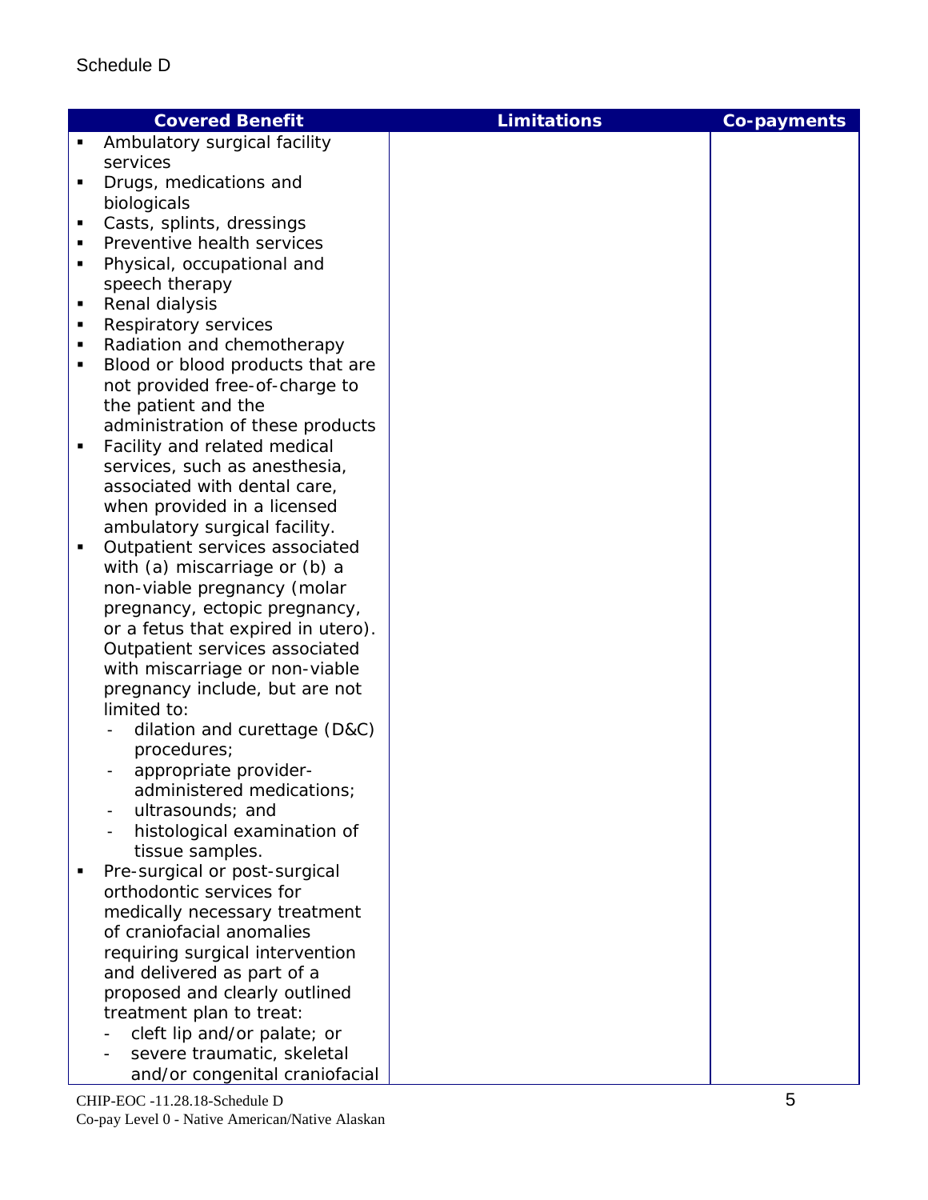Schedule D

| Covered Benefit | Limitations | Co-payments |
|---|---|---|
| ▪ Ambulatory surgical facility services<br>▪ Drugs, medications and biologicals<br>▪ Casts, splints, dressings<br>▪ Preventive health services<br>▪ Physical, occupational and speech therapy<br>▪ Renal dialysis<br>▪ Respiratory services<br>▪ Radiation and chemotherapy<br>▪ Blood or blood products that are not provided free-of-charge to the patient and the administration of these products<br>▪ Facility and related medical services, such as anesthesia, associated with dental care, when provided in a licensed ambulatory surgical facility.<br>▪ Outpatient services associated with (a) miscarriage or (b) a non-viable pregnancy (molar pregnancy, ectopic pregnancy, or a fetus that expired in utero). Outpatient services associated with miscarriage or non-viable pregnancy include, but are not limited to:<br>- dilation and curettage (D&C) procedures;<br>- appropriate provider-administered medications;<br>- ultrasounds; and<br>- histological examination of tissue samples.<br>▪ Pre-surgical or post-surgical orthodontic services for medically necessary treatment of craniofacial anomalies requiring surgical intervention and delivered as part of a proposed and clearly outlined treatment plan to treat:<br>- cleft lip and/or palate; or<br>- severe traumatic, skeletal and/or congenital craniofacial | | |

CHIP-EOC -11.28.18-Schedule D
Co-pay Level 0 - Native American/Native Alaskan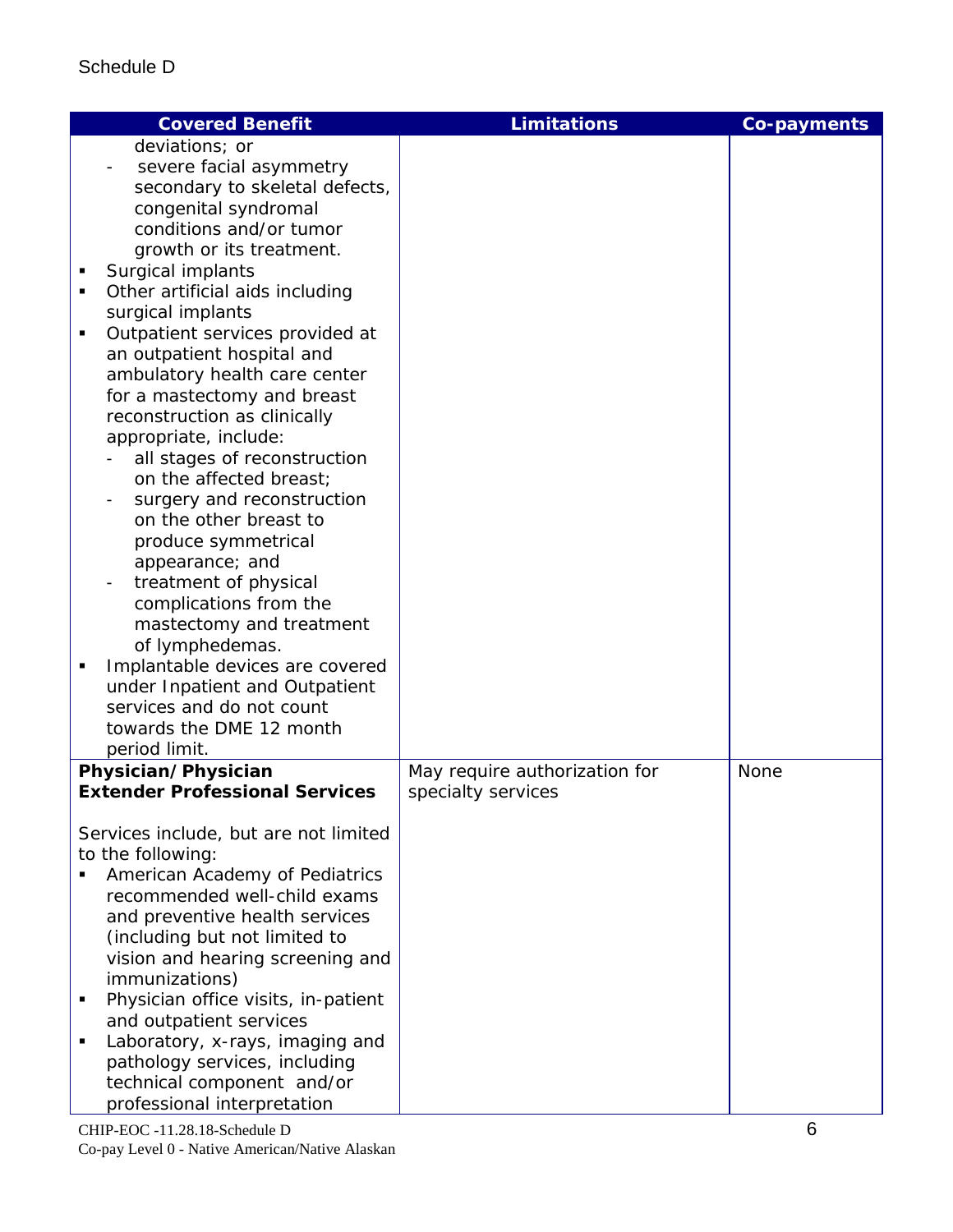Schedule D

| Covered Benefit | Limitations | Co-payments |
|---|---|---|
| deviations; or<br>- severe facial asymmetry secondary to skeletal defects, congenital syndromal conditions and/or tumor growth or its treatment.<br>▪ Surgical implants<br>▪ Other artificial aids including surgical implants<br>▪ Outpatient services provided at an outpatient hospital and ambulatory health care center for a mastectomy and breast reconstruction as clinically appropriate, include:<br>- all stages of reconstruction on the affected breast;<br>- surgery and reconstruction on the other breast to produce symmetrical appearance; and<br>- treatment of physical complications from the mastectomy and treatment of lymphedemas.<br>▪ Implantable devices are covered under Inpatient and Outpatient services and do not count towards the DME 12 month period limit. | | |
| **Physician/Physician Extender Professional Services**<br><br>Services include, but are not limited to the following:<br>▪ American Academy of Pediatrics recommended well-child exams and preventive health services (including but not limited to vision and hearing screening and immunizations)<br>▪ Physician office visits, in-patient and outpatient services<br>▪ Laboratory, x-rays, imaging and pathology services, including technical component and/or professional interpretation | May require authorization for specialty services | None |

CHIP-EOC -11.28.18-Schedule D
Co-pay Level 0 - Native American/Native Alaskan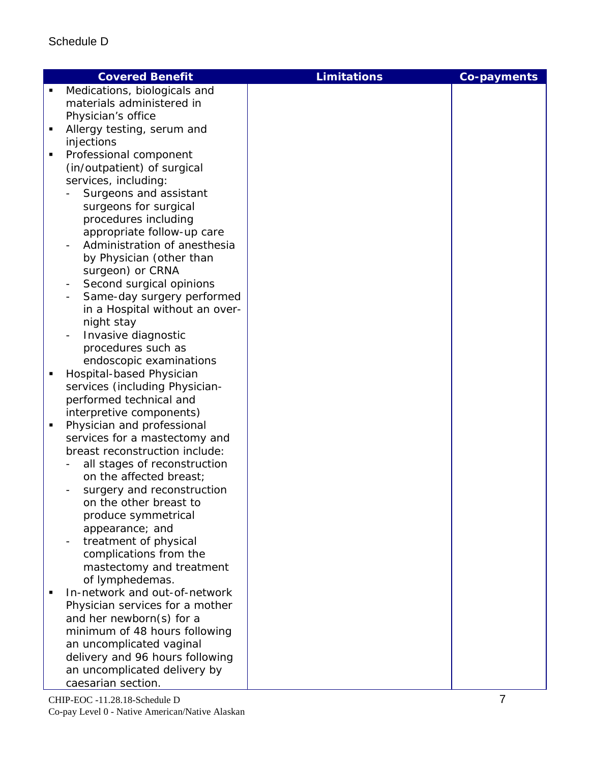Schedule D

| Covered Benefit | Limitations | Co-payments |
|---|---|---|
| ▪ Medications, biologicals and materials administered in Physician's office<br>▪ Allergy testing, serum and injections<br>▪ Professional component (in/outpatient) of surgical services, including:<br>- Surgeons and assistant surgeons for surgical procedures including appropriate follow-up care<br>- Administration of anesthesia by Physician (other than surgeon) or CRNA<br>- Second surgical opinions<br>- Same-day surgery performed in a Hospital without an over-night stay<br>- Invasive diagnostic procedures such as endoscopic examinations<br>▪ Hospital-based Physician services (including Physician-performed technical and interpretive components)<br>▪ Physician and professional services for a mastectomy and breast reconstruction include:<br>- all stages of reconstruction on the affected breast;<br>- surgery and reconstruction on the other breast to produce symmetrical appearance; and<br>- treatment of physical complications from the mastectomy and treatment of lymphedemas.<br>▪ In-network and out-of-network Physician services for a mother and her newborn(s) for a minimum of 48 hours following an uncomplicated vaginal delivery and 96 hours following an uncomplicated delivery by caesarian section. | | |

CHIP-EOC -11.28.18-Schedule D
Co-pay Level 0 - Native American/Native Alaskan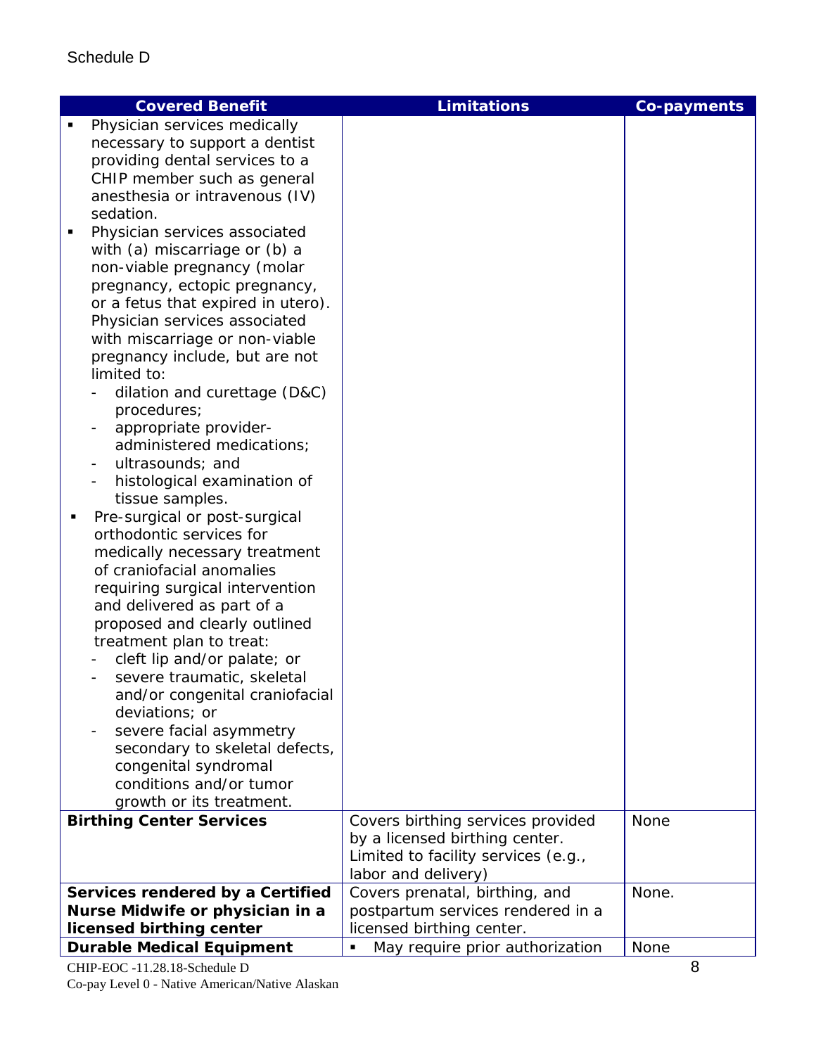Schedule D

| Covered Benefit | Limitations | Co-payments |
|---|---|---|
| ▪ Physician services medically necessary to support a dentist providing dental services to a CHIP member such as general anesthesia or intravenous (IV) sedation.<br>▪ Physician services associated with (a) miscarriage or (b) a non-viable pregnancy (molar pregnancy, ectopic pregnancy, or a fetus that expired in utero). Physician services associated with miscarriage or non-viable pregnancy include, but are not limited to:<br>- dilation and curettage (D&C) procedures;<br>- appropriate provider-administered medications;<br>- ultrasounds; and<br>- histological examination of tissue samples.<br>▪ Pre-surgical or post-surgical orthodontic services for medically necessary treatment of craniofacial anomalies requiring surgical intervention and delivered as part of a proposed and clearly outlined treatment plan to treat:<br>- cleft lip and/or palate; or<br>- severe traumatic, skeletal and/or congenital craniofacial deviations; or<br>- severe facial asymmetry secondary to skeletal defects, congenital syndromal conditions and/or tumor growth or its treatment. | | |
| **Birthing Center Services** | Covers birthing services provided by a licensed birthing center. Limited to facility services (e.g., labor and delivery) | None |
| **Services rendered by a Certified Nurse Midwife or physician in a licensed birthing center** | Covers prenatal, birthing, and postpartum services rendered in a licensed birthing center. | None. |
| **Durable Medical Equipment** | ▪ May require prior authorization | None |

CHIP-EOC -11.28.18-Schedule D
Co-pay Level 0 - Native American/Native Alaskan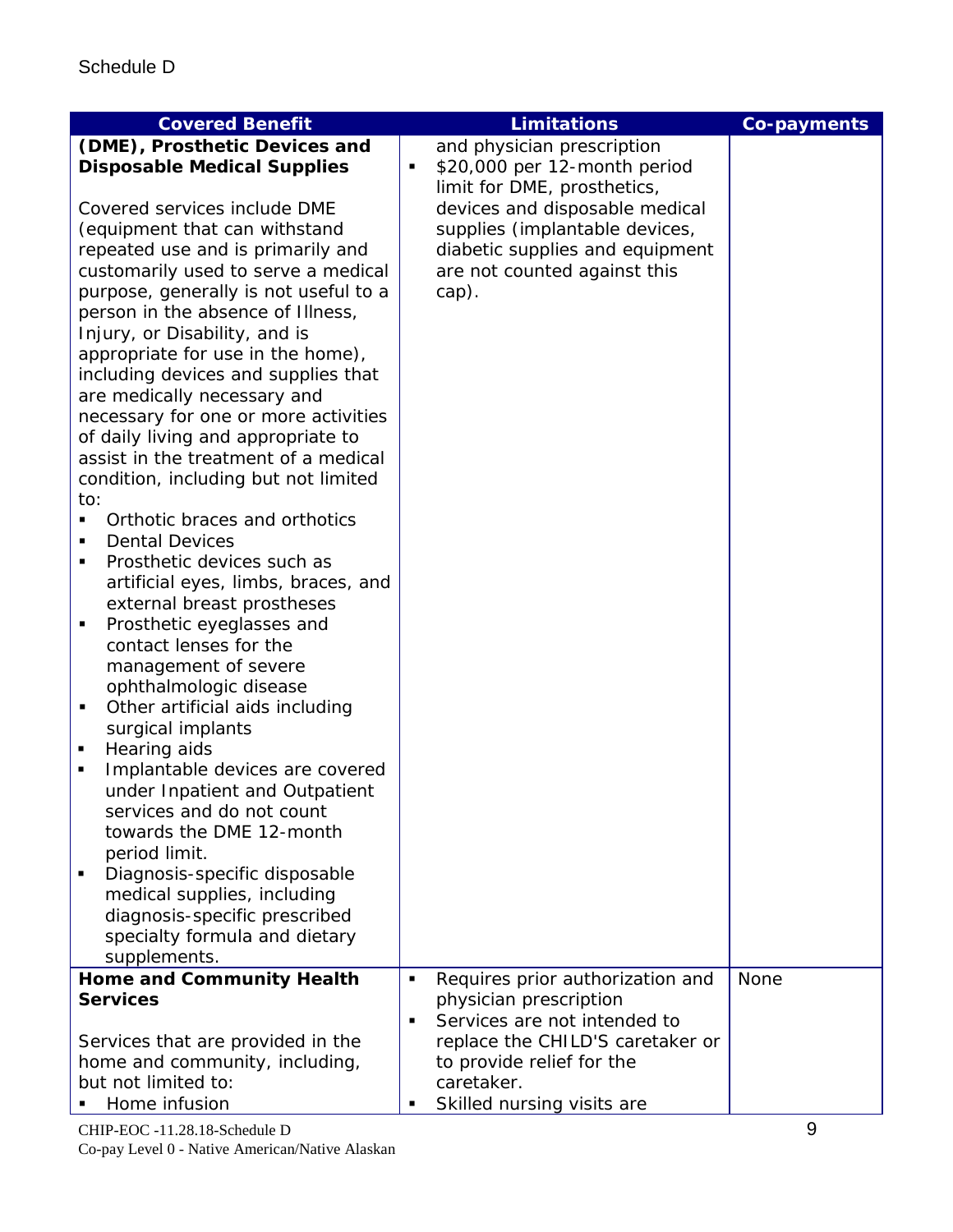Schedule D

| Covered Benefit | Limitations | Co-payments |
| --- | --- | --- |
| **(DME), Prosthetic Devices and Disposable Medical Supplies**<br><br>Covered services include DME (equipment that can withstand repeated use and is primarily and customarily used to serve a medical purpose, generally is not useful to a person in the absence of Illness, Injury, or Disability, and is appropriate for use in the home), including devices and supplies that are medically necessary and necessary for one or more activities of daily living and appropriate to assist in the treatment of a medical condition, including but not limited to:<br>▪ Orthotic braces and orthotics<br>▪ Dental Devices<br>▪ Prosthetic devices such as artificial eyes, limbs, braces, and external breast prostheses<br>▪ Prosthetic eyeglasses and contact lenses for the management of severe ophthalmologic disease<br>▪ Other artificial aids including surgical implants<br>▪ Hearing aids<br>▪ Implantable devices are covered under Inpatient and Outpatient services and do not count towards the DME 12-month period limit.<br>▪ Diagnosis-specific disposable medical supplies, including diagnosis-specific prescribed specialty formula and dietary supplements. | and physician prescription<br>▪ $20,000 per 12-month period limit for DME, prosthetics, devices and disposable medical supplies (implantable devices, diabetic supplies and equipment are not counted against this cap). | |
| **Home and Community Health Services**<br><br>Services that are provided in the home and community, including, but not limited to:<br>▪ Home infusion | ▪ Requires prior authorization and physician prescription<br>▪ Services are not intended to replace the CHILD'S caretaker or to provide relief for the caretaker.<br>▪ Skilled nursing visits are | None |

CHIP-EOC -11.28.18-Schedule D
Co-pay Level 0 - Native American/Native Alaskan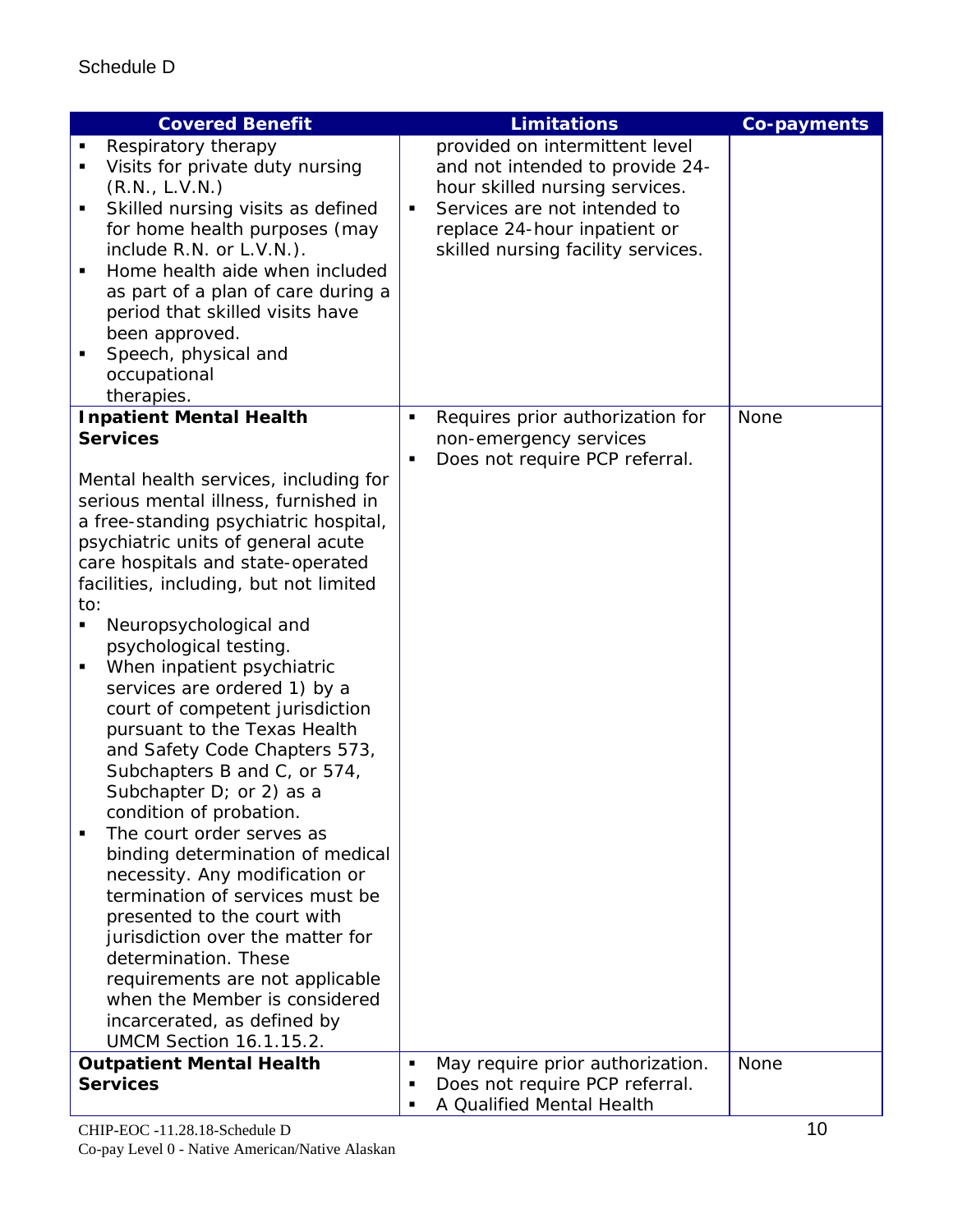Schedule D

| Covered Benefit | Limitations | Co-payments |
|---|---|---|
| ▪ Respiratory therapy<br>▪ Visits for private duty nursing (R.N., L.V.N.)<br>▪ Skilled nursing visits as defined for home health purposes (may include R.N. or L.V.N.).<br>▪ Home health aide when included as part of a plan of care during a period that skilled visits have been approved.<br>▪ Speech, physical and occupational therapies. | provided on intermittent level and not intended to provide 24-hour skilled nursing services.<br>▪ Services are not intended to replace 24-hour inpatient or skilled nursing facility services. | |
| **Inpatient Mental Health Services**<br><br>Mental health services, including for serious mental illness, furnished in a free-standing psychiatric hospital, psychiatric units of general acute care hospitals and state-operated facilities, including, but not limited to:<br>▪ Neuropsychological and psychological testing.<br>▪ When inpatient psychiatric services are ordered 1) by a court of competent jurisdiction pursuant to the Texas Health and Safety Code Chapters 573, Subchapters B and C, or 574, Subchapter D; or 2) as a condition of probation.<br>▪ The court order serves as binding determination of medical necessity. Any modification or termination of services must be presented to the court with jurisdiction over the matter for determination. These requirements are not applicable when the Member is considered incarcerated, as defined by UMCM Section 16.1.15.2. | ▪ Requires prior authorization for non-emergency services<br>▪ Does not require PCP referral. | None |
| **Outpatient Mental Health Services** | ▪ May require prior authorization.<br>▪ Does not require PCP referral.<br>▪ A Qualified Mental Health | None |

CHIP-EOC -11.28.18-Schedule D
Co-pay Level 0 - Native American/Native Alaskan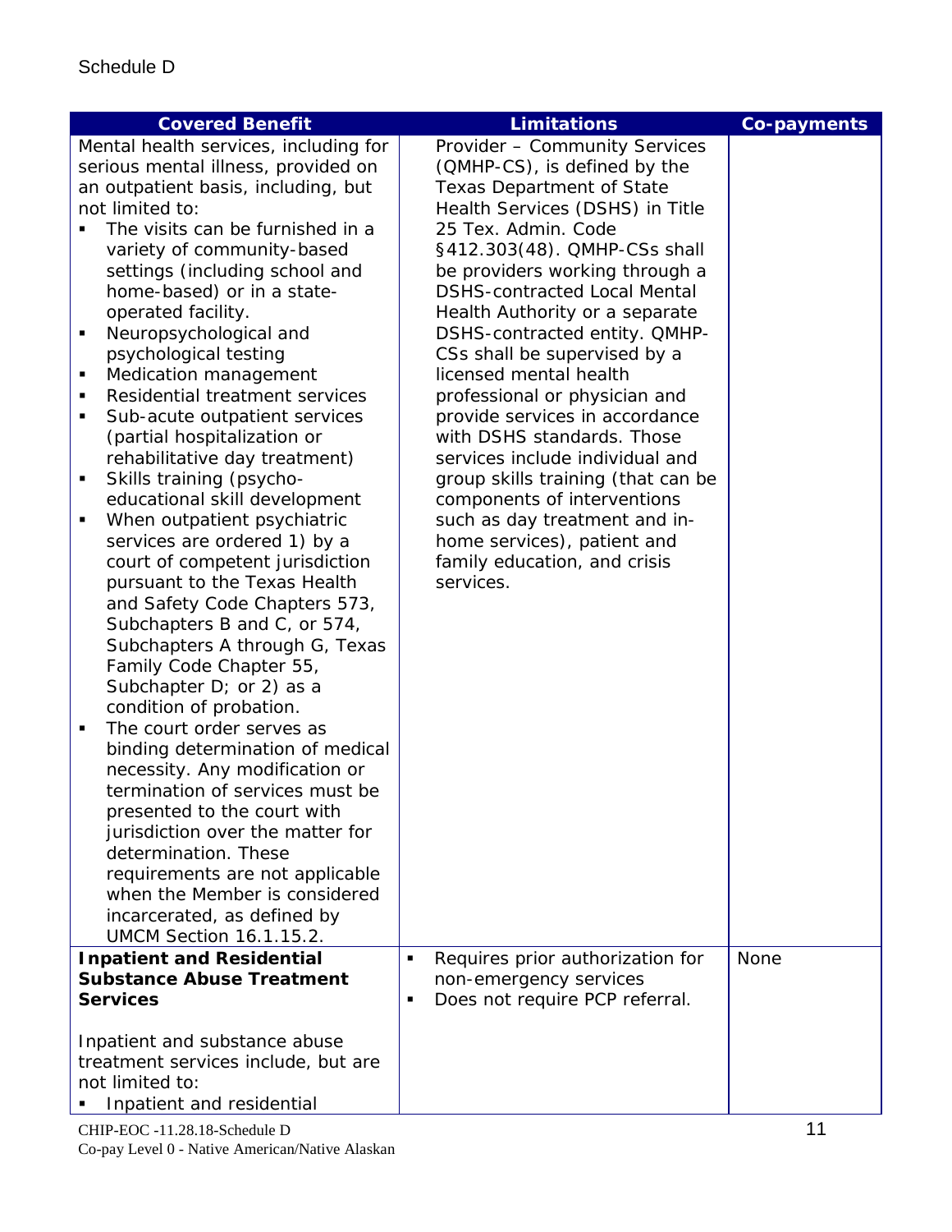Schedule D

| Covered Benefit | Limitations | Co-payments |
|---|---|---|
| Mental health services, including for serious mental illness, provided on an outpatient basis, including, but not limited to:<br>▪ The visits can be furnished in a variety of community-based settings (including school and home-based) or in a state-operated facility.<br>▪ Neuropsychological and psychological testing<br>▪ Medication management<br>▪ Residential treatment services<br>▪ Sub-acute outpatient services (partial hospitalization or rehabilitative day treatment)<br>▪ Skills training (psycho-educational skill development<br>▪ When outpatient psychiatric services are ordered 1) by a court of competent jurisdiction pursuant to the Texas Health and Safety Code Chapters 573, Subchapters B and C, or 574, Subchapters A through G, Texas Family Code Chapter 55, Subchapter D; or 2) as a condition of probation.<br>▪ The court order serves as binding determination of medical necessity. Any modification or termination of services must be presented to the court with jurisdiction over the matter for determination. These requirements are not applicable when the Member is considered incarcerated, as defined by UMCM Section 16.1.15.2. | Provider – Community Services (QMHP-CS), is defined by the Texas Department of State Health Services (DSHS) in Title 25 Tex. Admin. Code §412.303(48). QMHP-CSs shall be providers working through a DSHS-contracted Local Mental Health Authority or a separate DSHS-contracted entity. QMHP-CSs shall be supervised by a licensed mental health professional or physician and provide services in accordance with DSHS standards. Those services include individual and group skills training (that can be components of interventions such as day treatment and in-home services), patient and family education, and crisis services. | |
| **Inpatient and Residential Substance Abuse Treatment Services**<br><br>Inpatient and substance abuse treatment services include, but are not limited to:<br>▪ Inpatient and residential | ▪ Requires prior authorization for non-emergency services<br>▪ Does not require PCP referral. | None |

CHIP-EOC -11.28.18-Schedule D
Co-pay Level 0 - Native American/Native Alaskan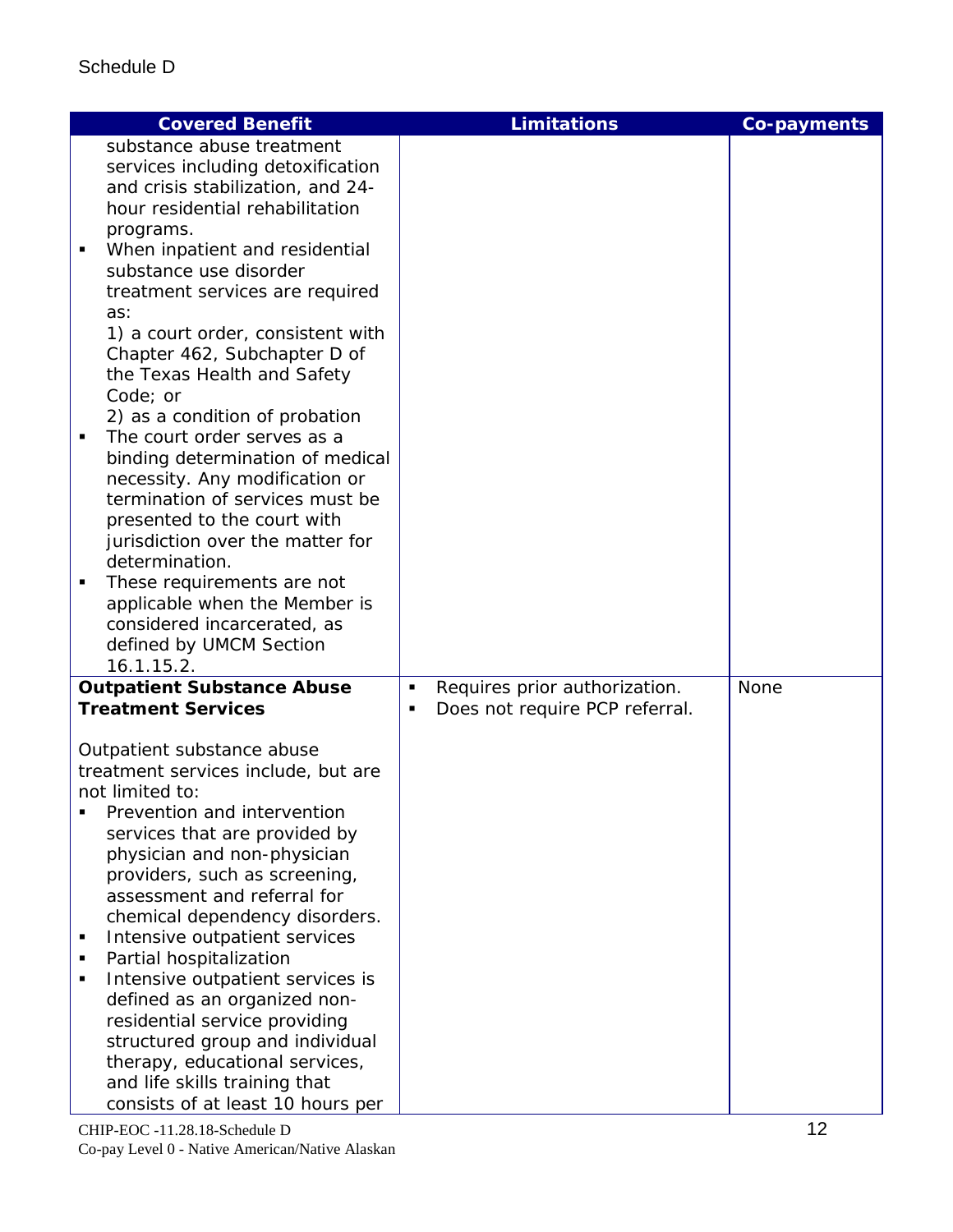Schedule D

| Covered Benefit | Limitations | Co-payments |
|---|---|---|
| substance abuse treatment services including detoxification and crisis stabilization, and 24-hour residential rehabilitation programs.<br>▪ When inpatient and residential substance use disorder treatment services are required as:<br>1) a court order, consistent with Chapter 462, Subchapter D of the Texas Health and Safety Code; or<br>2) as a condition of probation<br>▪ The court order serves as a binding determination of medical necessity. Any modification or termination of services must be presented to the court with jurisdiction over the matter for determination.<br>▪ These requirements are not applicable when the Member is considered incarcerated, as defined by UMCM Section 16.1.15.2. | | |
| **Outpatient Substance Abuse Treatment Services**<br><br>Outpatient substance abuse treatment services include, but are not limited to:<br>▪ Prevention and intervention services that are provided by physician and non-physician providers, such as screening, assessment and referral for chemical dependency disorders.<br>▪ Intensive outpatient services<br>▪ Partial hospitalization<br>▪ Intensive outpatient services is defined as an organized non-residential service providing structured group and individual therapy, educational services, and life skills training that consists of at least 10 hours per | ▪ Requires prior authorization.<br>▪ Does not require PCP referral. | None |

CHIP-EOC -11.28.18-Schedule D
Co-pay Level 0 - Native American/Native Alaskan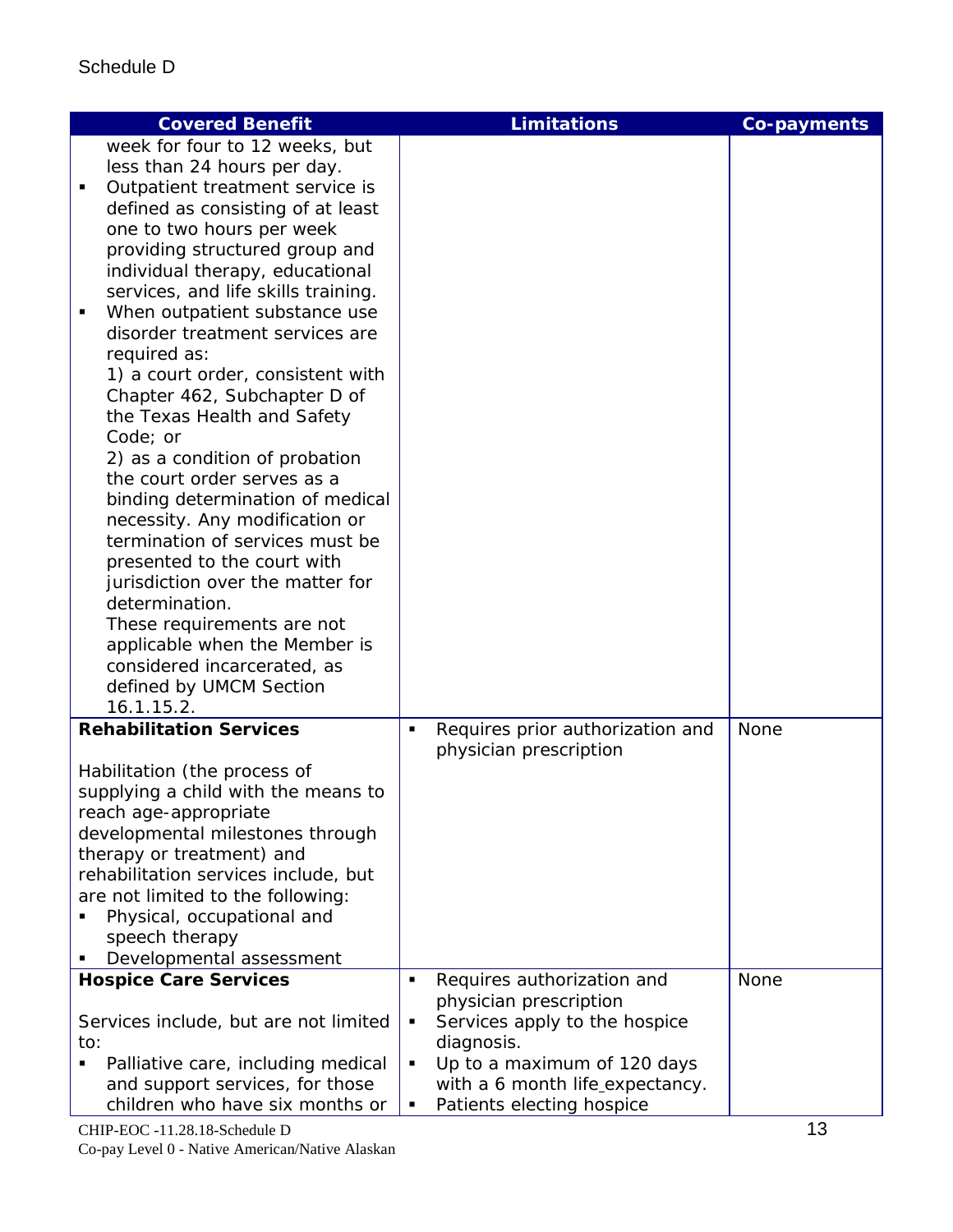Schedule D

| Covered Benefit | Limitations | Co-payments |
|---|---|---|
| week for four to 12 weeks, but less than 24 hours per day.<br>▪ Outpatient treatment service is defined as consisting of at least one to two hours per week providing structured group and individual therapy, educational services, and life skills training.<br>▪ When outpatient substance use disorder treatment services are required as:<br>1) a court order, consistent with Chapter 462, Subchapter D of the Texas Health and Safety Code; or<br>2) as a condition of probation the court order serves as a binding determination of medical necessity. Any modification or termination of services must be presented to the court with jurisdiction over the matter for determination.<br>These requirements are not applicable when the Member is considered incarcerated, as defined by UMCM Section 16.1.15.2. | | |
| **Rehabilitation Services**<br><br>Habilitation (the process of supplying a child with the means to reach age-appropriate developmental milestones through therapy or treatment) and rehabilitation services include, but are not limited to the following:<br>▪ Physical, occupational and speech therapy<br>▪ Developmental assessment | ▪ Requires prior authorization and physician prescription | None |
| **Hospice Care Services**<br><br>Services include, but are not limited to:<br>▪ Palliative care, including medical and support services, for those children who have six months or | ▪ Requires authorization and physician prescription<br>▪ Services apply to the hospice diagnosis.<br>▪ Up to a maximum of 120 days with a 6 month life expectancy.<br>▪ Patients electing hospice | None |

CHIP-EOC -11.28.18-Schedule D
Co-pay Level 0 - Native American/Native Alaskan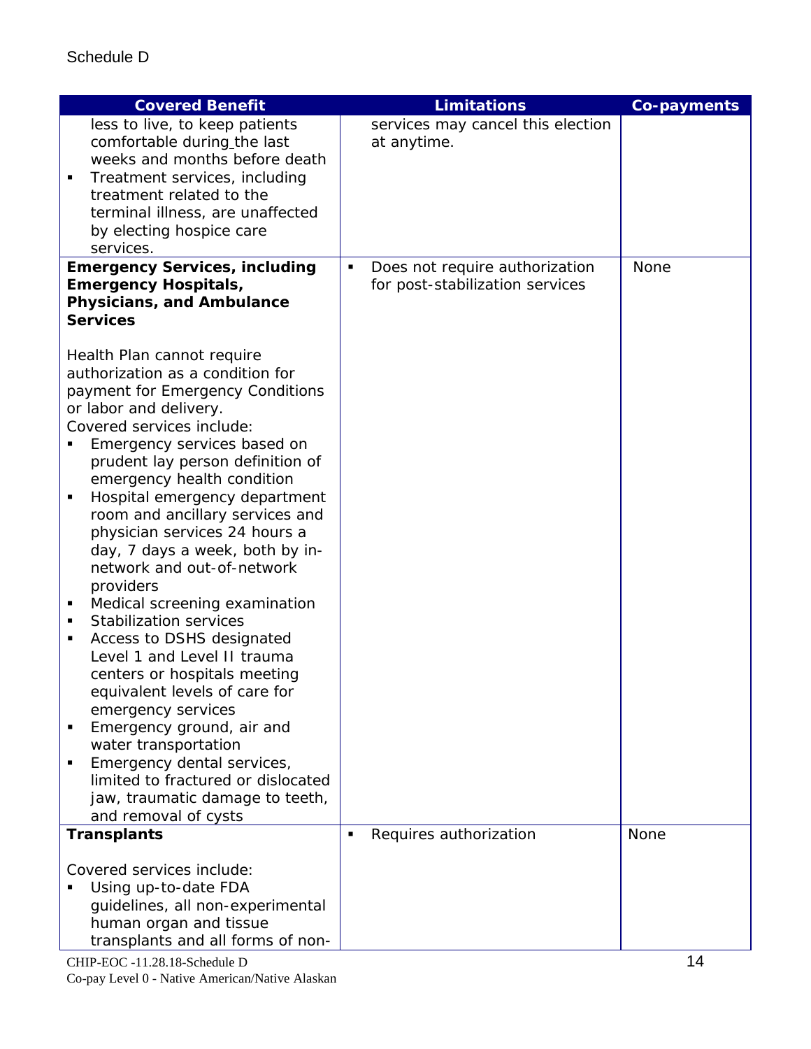Schedule D

| Covered Benefit | Limitations | Co-payments |
|---|---|---|
| less to live, to keep patients comfortable during the last weeks and months before death<br>▪ Treatment services, including treatment related to the terminal illness, are unaffected by electing hospice care services. | services may cancel this election at anytime. | |
| **Emergency Services, including Emergency Hospitals, Physicians, and Ambulance Services**<br><br>Health Plan cannot require authorization as a condition for payment for Emergency Conditions or labor and delivery.<br>Covered services include:<br>▪ Emergency services based on prudent lay person definition of emergency health condition<br>▪ Hospital emergency department room and ancillary services and physician services 24 hours a day, 7 days a week, both by in-network and out-of-network providers<br>▪ Medical screening examination<br>▪ Stabilization services<br>▪ Access to DSHS designated Level 1 and Level II trauma centers or hospitals meeting equivalent levels of care for emergency services<br>▪ Emergency ground, air and water transportation<br>▪ Emergency dental services, limited to fractured or dislocated jaw, traumatic damage to teeth, and removal of cysts | ▪ Does not require authorization for post-stabilization services | None |
| **Transplants**<br><br>Covered services include:<br>▪ Using up-to-date FDA guidelines, all non-experimental human organ and tissue transplants and all forms of non- | ▪ Requires authorization | None |

CHIP-EOC -11.28.18-Schedule D
Co-pay Level 0 - Native American/Native Alaskan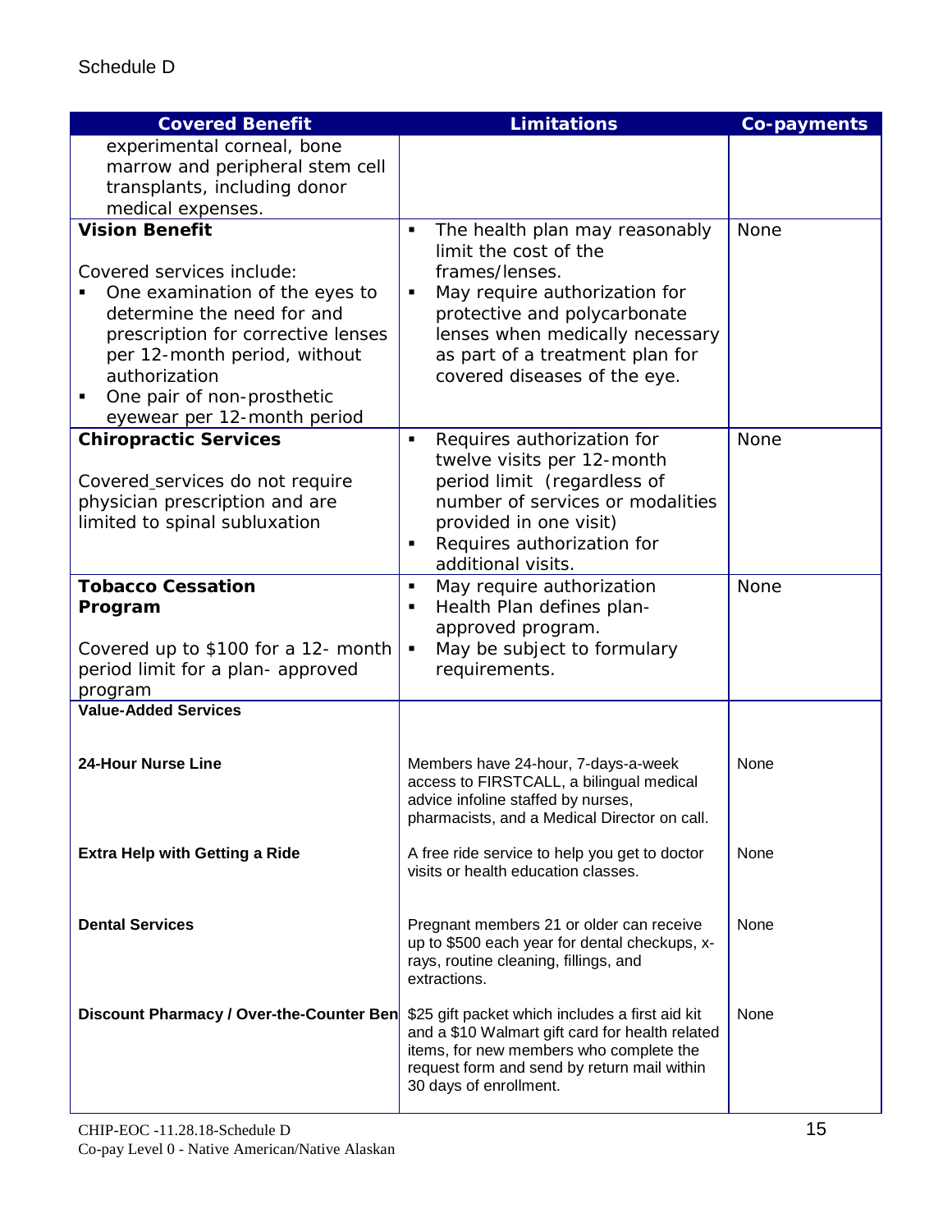Schedule D

| Covered Benefit | Limitations | Co-payments |
|---|---|---|
| experimental corneal, bone marrow and peripheral stem cell transplants, including donor medical expenses. | | |
| **Vision Benefit**<br><br>Covered services include:<br>▪ One examination of the eyes to determine the need for and prescription for corrective lenses per 12-month period, without authorization<br>▪ One pair of non-prosthetic eyewear per 12-month period | ▪ The health plan may reasonably limit the cost of the frames/lenses.<br>▪ May require authorization for protective and polycarbonate lenses when medically necessary as part of a treatment plan for covered diseases of the eye. | None |
| **Chiropractic Services**<br><br>Covered_services do not require physician prescription and are limited to spinal subluxation | ▪ Requires authorization for twelve visits per 12-month period limit (regardless of number of services or modalities provided in one visit)<br>▪ Requires authorization for additional visits. | None |
| **Tobacco Cessation Program**<br><br>Covered up to $100 for a 12- month period limit for a plan- approved program | ▪ May require authorization<br>▪ Health Plan defines plan-approved program.<br>▪ May be subject to formulary requirements. | None |
| **Value-Added Services** | | |
| **24-Hour Nurse Line** | Members have 24-hour, 7-days-a-week access to FIRSTCALL, a bilingual medical advice infoline staffed by nurses, pharmacists, and a Medical Director on call. | None |
| **Extra Help with Getting a Ride** | A free ride service to help you get to doctor visits or health education classes. | None |
| **Dental Services** | Pregnant members 21 or older can receive up to $500 each year for dental checkups, x-rays, routine cleaning, fillings, and extractions. | None |
| **Discount Pharmacy / Over-the-Counter Ben** | $25 gift packet which includes a first aid kit and a $10 Walmart gift card for health related items, for new members who complete the request form and send by return mail within 30 days of enrollment. | None |

CHIP-EOC -11.28.18-Schedule D
Co-pay Level 0 - Native American/Native Alaskan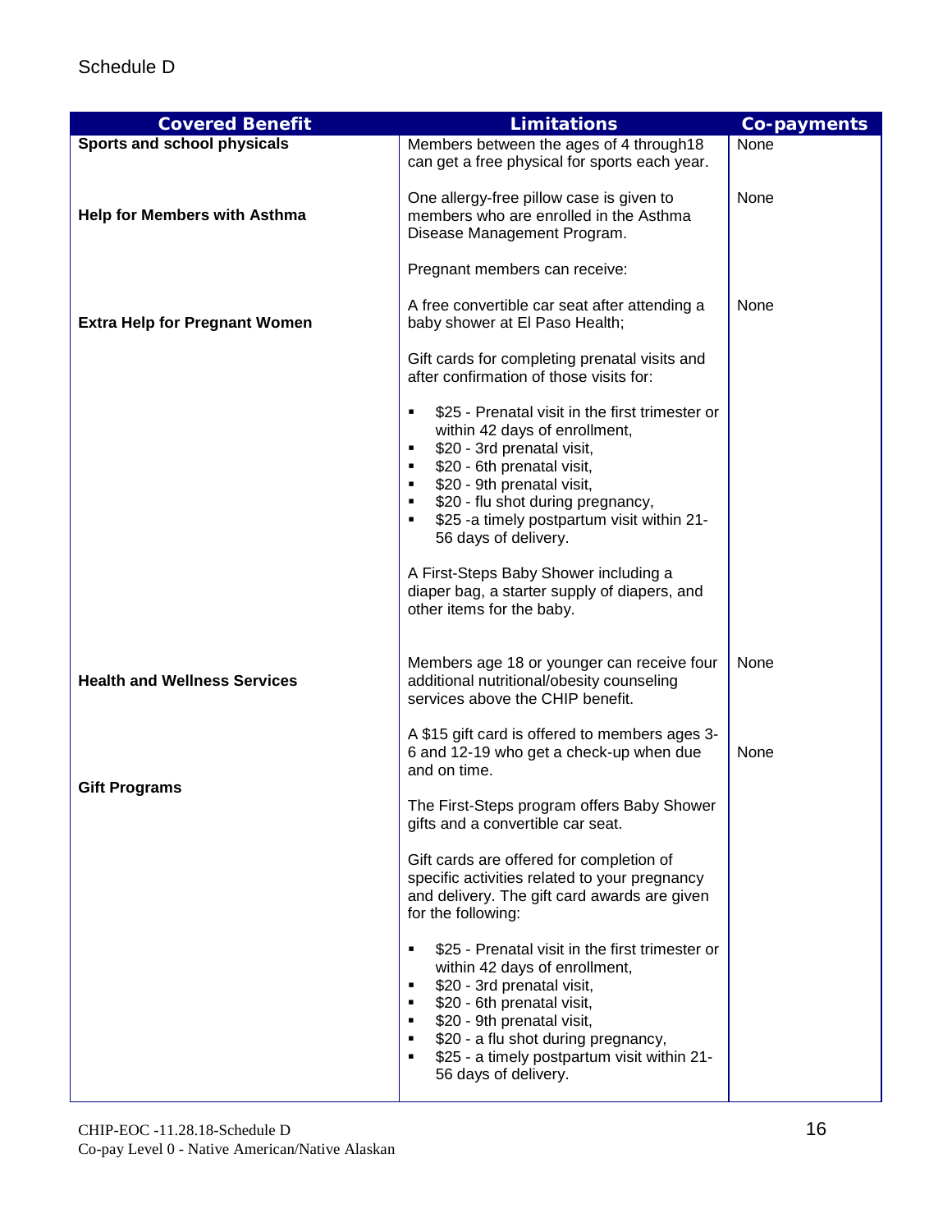Schedule D

| Covered Benefit | Limitations | Co-payments |
|---|---|---|
| **Sports and school physicals** | Members between the ages of 4 through18 can get a free physical for sports each year. | None |
| **Help for Members with Asthma** | One allergy-free pillow case is given to members who are enrolled in the Asthma Disease Management Program. | None |
| **Extra Help for Pregnant Women** | Pregnant members can receive:<br><br>A free convertible car seat after attending a baby shower at El Paso Health;<br><br>Gift cards for completing prenatal visits and after confirmation of those visits for:<br><br>▪ $25 - Prenatal visit in the first trimester or within 42 days of enrollment,<br>▪ $20 - 3rd prenatal visit,<br>▪ $20 - 6th prenatal visit,<br>▪ $20 - 9th prenatal visit,<br>▪ $20 - flu shot during pregnancy,<br>▪ $25 -a timely postpartum visit within 21-56 days of delivery.<br><br>A First-Steps Baby Shower including a diaper bag, a starter supply of diapers, and other items for the baby. | None |
| **Health and Wellness Services** | Members age 18 or younger can receive four additional nutritional/obesity counseling services above the CHIP benefit. | None |
| **Gift Programs** | A $15 gift card is offered to members ages 3-6 and 12-19 who get a check-up when due and on time.<br><br>The First-Steps program offers Baby Shower gifts and a convertible car seat.<br><br>Gift cards are offered for completion of specific activities related to your pregnancy and delivery. The gift card awards are given for the following:<br><br>▪ $25 - Prenatal visit in the first trimester or within 42 days of enrollment,<br>▪ $20 - 3rd prenatal visit,<br>▪ $20 - 6th prenatal visit,<br>▪ $20 - 9th prenatal visit,<br>▪ $20 - a flu shot during pregnancy,<br>▪ $25 - a timely postpartum visit within 21-56 days of delivery. | None |

CHIP-EOC -11.28.18-Schedule D
Co-pay Level 0 - Native American/Native Alaskan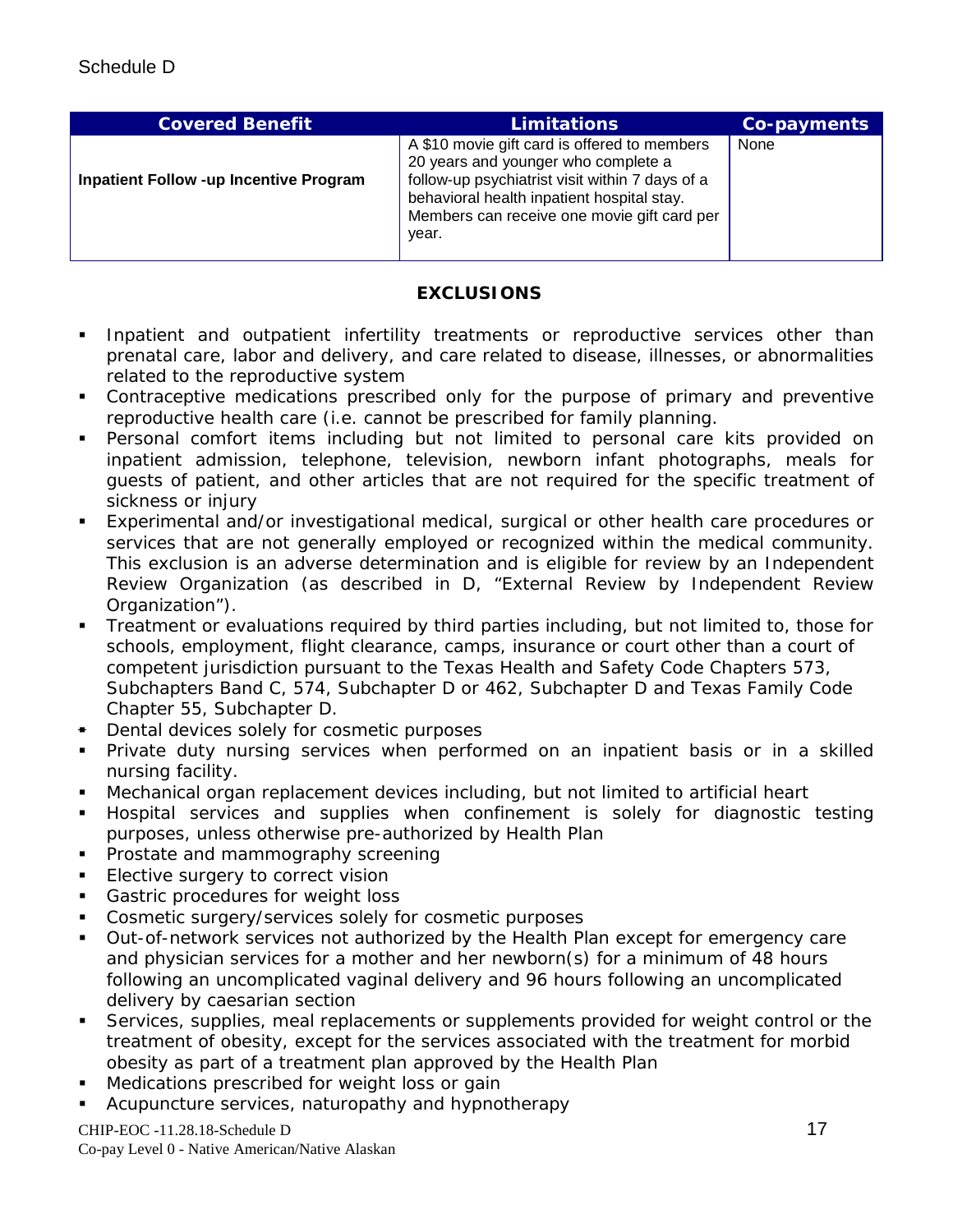Schedule D

| Covered Benefit | Limitations | Co-payments |
| --- | --- | --- |
| **Inpatient Follow -up Incentive Program** | A $10 movie gift card is offered to members 20 years and younger who complete a follow-up psychiatrist visit within 7 days of a behavioral health inpatient hospital stay. Members can receive one movie gift card per year. | None |

## EXCLUSIONS

- Inpatient and outpatient infertility treatments or reproductive services other than prenatal care, labor and delivery, and care related to disease, illnesses, or abnormalities related to the reproductive system
- Contraceptive medications prescribed only for the purpose of primary and preventive reproductive health care (i.e. cannot be prescribed for family planning.
- Personal comfort items including but not limited to personal care kits provided on inpatient admission, telephone, television, newborn infant photographs, meals for guests of patient, and other articles that are not required for the specific treatment of sickness or injury
- Experimental and/or investigational medical, surgical or other health care procedures or services that are not generally employed or recognized within the medical community. This exclusion is an adverse determination and is eligible for review by an Independent Review Organization (as described in D, "External Review by Independent Review Organization").
- Treatment or evaluations required by third parties including, but not limited to, those for schools, employment, flight clearance, camps, insurance or court other than a court of competent jurisdiction pursuant to the Texas Health and Safety Code Chapters 573, Subchapters Band C, 574, Subchapter D or 462, Subchapter D and Texas Family Code Chapter 55, Subchapter D.
- Dental devices solely for cosmetic purposes
- Private duty nursing services when performed on an inpatient basis or in a skilled nursing facility.
- Mechanical organ replacement devices including, but not limited to artificial heart
- Hospital services and supplies when confinement is solely for diagnostic testing purposes, unless otherwise pre-authorized by Health Plan
- Prostate and mammography screening
- Elective surgery to correct vision
- Gastric procedures for weight loss
- Cosmetic surgery/services solely for cosmetic purposes
- Out-of-network services not authorized by the Health Plan except for emergency care and physician services for a mother and her newborn(s) for a minimum of 48 hours following an uncomplicated vaginal delivery and 96 hours following an uncomplicated delivery by caesarian section
- Services, supplies, meal replacements or supplements provided for weight control or the treatment of obesity, except for the services associated with the treatment for morbid obesity as part of a treatment plan approved by the Health Plan
- Medications prescribed for weight loss or gain
- Acupuncture services, naturopathy and hypnotherapy

CHIP-EOC -11.28.18-Schedule D
Co-pay Level 0 - Native American/Native Alaskan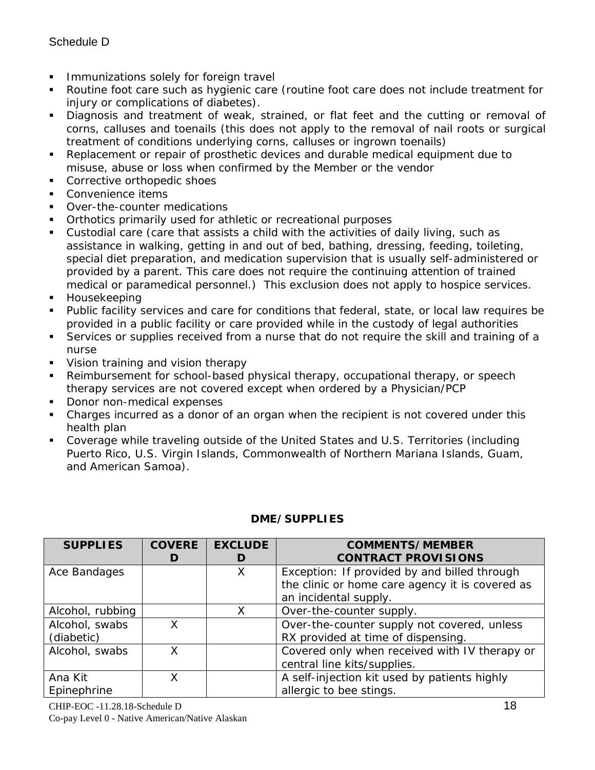Schedule D

- Immunizations solely for foreign travel
- Routine foot care such as hygienic care (routine foot care does not include treatment for injury or complications of diabetes).
- Diagnosis and treatment of weak, strained, or flat feet and the cutting or removal of corns, calluses and toenails (this does not apply to the removal of nail roots or surgical treatment of conditions underlying corns, calluses or ingrown toenails)
- Replacement or repair of prosthetic devices and durable medical equipment due to misuse, abuse or loss when confirmed by the Member or the vendor
- Corrective orthopedic shoes
- Convenience items
- Over-the-counter medications
- Orthotics primarily used for athletic or recreational purposes
- Custodial care (care that assists a child with the activities of daily living, such as assistance in walking, getting in and out of bed, bathing, dressing, feeding, toileting, special diet preparation, and medication supervision that is usually self-administered or provided by a parent. This care does not require the continuing attention of trained medical or paramedical personnel.) This exclusion does not apply to hospice services.
- Housekeeping
- Public facility services and care for conditions that federal, state, or local law requires be provided in a public facility or care provided while in the custody of legal authorities
- Services or supplies received from a nurse that do not require the skill and training of a nurse
- Vision training and vision therapy
- Reimbursement for school-based physical therapy, occupational therapy, or speech therapy services are not covered except when ordered by a Physician/PCP
- Donor non-medical expenses
- Charges incurred as a donor of an organ when the recipient is not covered under this health plan
- Coverage while traveling outside of the United States and U.S. Territories (including Puerto Rico, U.S. Virgin Islands, Commonwealth of Northern Mariana Islands, Guam, and American Samoa).

## DME/SUPPLIES

| SUPPLIES | COVERED | EXCLUDED | COMMENTS/MEMBER CONTRACT PROVISIONS |
|---|---|---|---|
| Ace Bandages | | X | Exception: If provided by and billed through the clinic or home care agency it is covered as an incidental supply. |
| Alcohol, rubbing | | X | Over-the-counter supply. |
| Alcohol, swabs (diabetic) | X | | Over-the-counter supply not covered, unless RX provided at time of dispensing. |
| Alcohol, swabs | X | | Covered only when received with IV therapy or central line kits/supplies. |
| Ana Kit Epinephrine | X | | A self-injection kit used by patients highly allergic to bee stings. |

CHIP-EOC -11.28.18-Schedule D
Co-pay Level 0 - Native American/Native Alaskan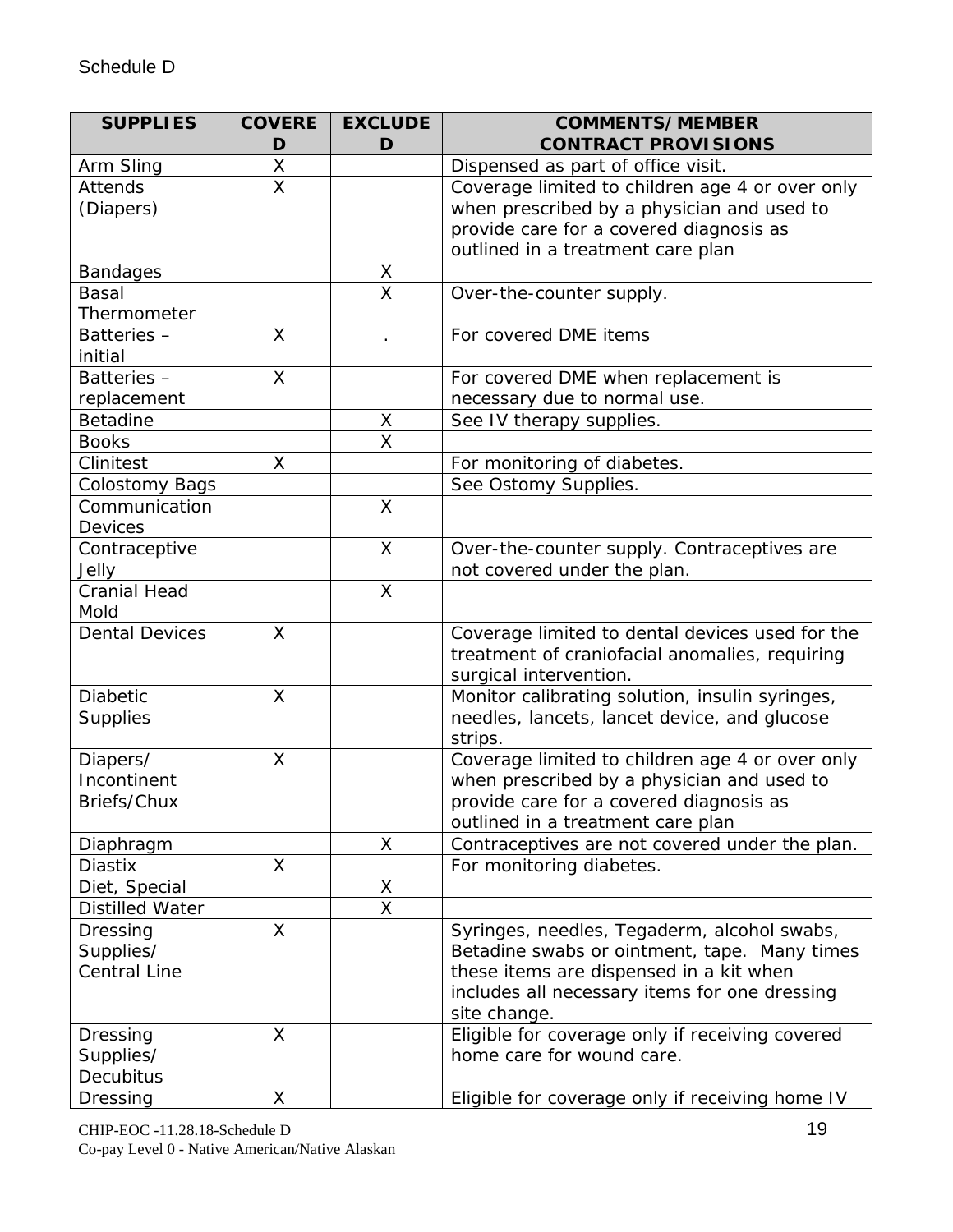Schedule D

| SUPPLIES | COVERED | EXCLUDED | COMMENTS/MEMBER CONTRACT PROVISIONS |
|---|---|---|---|
| Arm Sling | X | | Dispensed as part of office visit. |
| Attends (Diapers) | X | | Coverage limited to children age 4 or over only when prescribed by a physician and used to provide care for a covered diagnosis as outlined in a treatment care plan |
| Bandages | | X | |
| Basal Thermometer | | X | Over-the-counter supply. |
| Batteries – initial | X | . | For covered DME items |
| Batteries – replacement | X | | For covered DME when replacement is necessary due to normal use. |
| Betadine | | X | See IV therapy supplies. |
| Books | | X | |
| Clinitest | X | | For monitoring of diabetes. |
| Colostomy Bags | | | See Ostomy Supplies. |
| Communication Devices | | X | |
| Contraceptive Jelly | | X | Over-the-counter supply. Contraceptives are not covered under the plan. |
| Cranial Head Mold | | X | |
| Dental Devices | X | | Coverage limited to dental devices used for the treatment of craniofacial anomalies, requiring surgical intervention. |
| Diabetic Supplies | X | | Monitor calibrating solution, insulin syringes, needles, lancets, lancet device, and glucose strips. |
| Diapers/ Incontinent Briefs/Chux | X | | Coverage limited to children age 4 or over only when prescribed by a physician and used to provide care for a covered diagnosis as outlined in a treatment care plan |
| Diaphragm | | X | Contraceptives are not covered under the plan. |
| Diastix | X | | For monitoring diabetes. |
| Diet, Special | | X | |
| Distilled Water | | X | |
| Dressing Supplies/ Central Line | X | | Syringes, needles, Tegaderm, alcohol swabs, Betadine swabs or ointment, tape. Many times these items are dispensed in a kit when includes all necessary items for one dressing site change. |
| Dressing Supplies/ Decubitus | X | | Eligible for coverage only if receiving covered home care for wound care. |
| Dressing | X | | Eligible for coverage only if receiving home IV |

CHIP-EOC -11.28.18-Schedule D
Co-pay Level 0 - Native American/Native Alaskan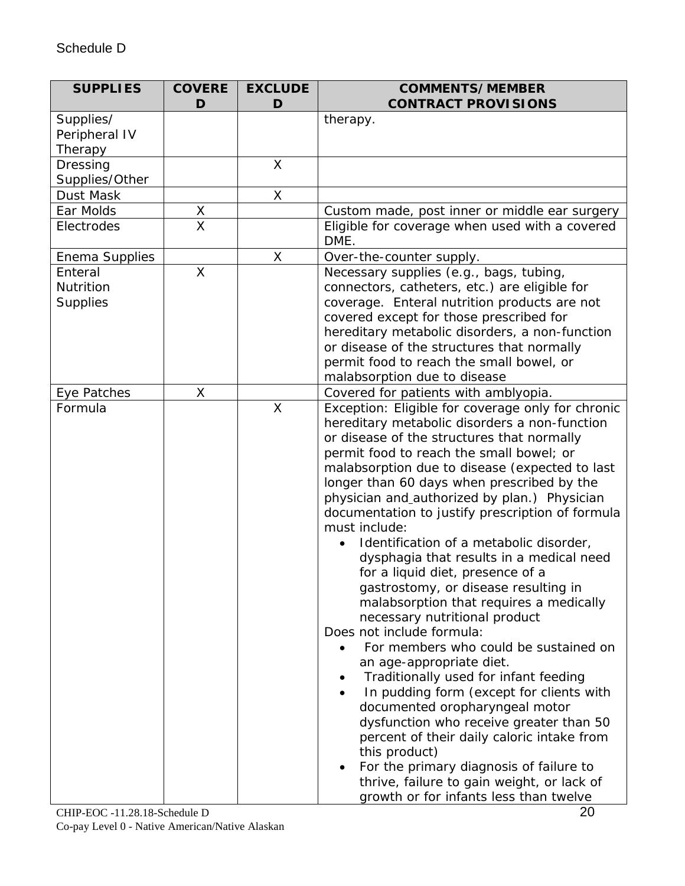Schedule D

| SUPPLIES | COVERED | EXCLUDED | COMMENTS/MEMBER CONTRACT PROVISIONS |
|---|---|---|---|
| Supplies/ Peripheral IV Therapy | | | therapy. |
| Dressing Supplies/Other | | X | |
| Dust Mask | | X | |
| Ear Molds | X | | Custom made, post inner or middle ear surgery |
| Electrodes | X | | Eligible for coverage when used with a covered DME. |
| Enema Supplies | | X | Over-the-counter supply. |
| Enteral Nutrition Supplies | X | | Necessary supplies (e.g., bags, tubing, connectors, catheters, etc.) are eligible for coverage. Enteral nutrition products are not covered except for those prescribed for hereditary metabolic disorders, a non-function or disease of the structures that normally permit food to reach the small bowel, or malabsorption due to disease |
| Eye Patches | X | | Covered for patients with amblyopia. |
| Formula | | X | Exception: Eligible for coverage only for chronic hereditary metabolic disorders a non-function or disease of the structures that normally permit food to reach the small bowel; or malabsorption due to disease (expected to last longer than 60 days when prescribed by the physician and authorized by plan.) Physician documentation to justify prescription of formula must include: <br>• Identification of a metabolic disorder, dysphagia that results in a medical need for a liquid diet, presence of a gastrostomy, or disease resulting in malabsorption that requires a medically necessary nutritional product <br>Does not include formula: <br>• For members who could be sustained on an age-appropriate diet. <br>• Traditionally used for infant feeding <br>• In pudding form (except for clients with documented oropharyngeal motor dysfunction who receive greater than 50 percent of their daily caloric intake from this product) <br>• For the primary diagnosis of failure to thrive, failure to gain weight, or lack of growth or for infants less than twelve |

CHIP-EOC -11.28.18-Schedule D
Co-pay Level 0 - Native American/Native Alaskan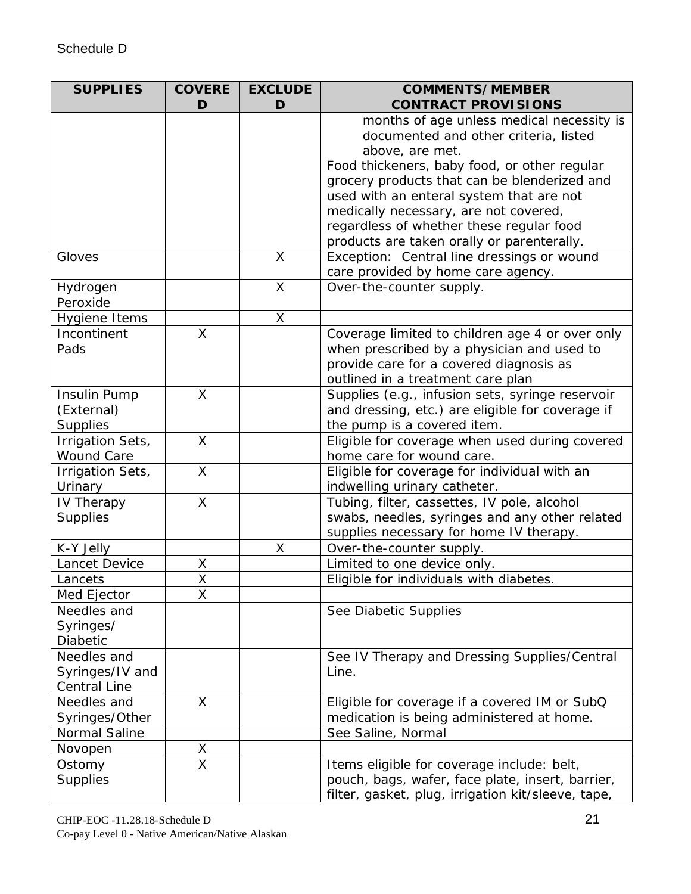Schedule D

| SUPPLIES | COVERED | EXCLUDED | COMMENTS/MEMBER CONTRACT PROVISIONS |
|---|---|---|---|
| | | | months of age unless medical necessity is documented and other criteria, listed above, are met.<br>Food thickeners, baby food, or other regular grocery products that can be blenderized and used with an enteral system that are not medically necessary, are not covered, regardless of whether these regular food products are taken orally or parenterally. |
| Gloves | | X | Exception: Central line dressings or wound care provided by home care agency. |
| Hydrogen Peroxide | | X | Over-the-counter supply. |
| Hygiene Items | | X | |
| Incontinent Pads | X | | Coverage limited to children age 4 or over only when prescribed by a physician and used to provide care for a covered diagnosis as outlined in a treatment care plan |
| Insulin Pump (External) Supplies | X | | Supplies (e.g., infusion sets, syringe reservoir and dressing, etc.) are eligible for coverage if the pump is a covered item. |
| Irrigation Sets, Wound Care | X | | Eligible for coverage when used during covered home care for wound care. |
| Irrigation Sets, Urinary | X | | Eligible for coverage for individual with an indwelling urinary catheter. |
| IV Therapy Supplies | X | | Tubing, filter, cassettes, IV pole, alcohol swabs, needles, syringes and any other related supplies necessary for home IV therapy. |
| K-Y Jelly | | X | Over-the-counter supply. |
| Lancet Device | X | | Limited to one device only. |
| Lancets | X | | Eligible for individuals with diabetes. |
| Med Ejector | X | | |
| Needles and Syringes/ Diabetic | | | See Diabetic Supplies |
| Needles and Syringes/IV and Central Line | | | See IV Therapy and Dressing Supplies/Central Line. |
| Needles and Syringes/Other | X | | Eligible for coverage if a covered IM or SubQ medication is being administered at home. |
| Normal Saline | | | See Saline, Normal |
| Novopen | X | | |
| Ostomy Supplies | X | | Items eligible for coverage include: belt, pouch, bags, wafer, face plate, insert, barrier, filter, gasket, plug, irrigation kit/sleeve, tape, |

CHIP-EOC -11.28.18-Schedule D
Co-pay Level 0 - Native American/Native Alaskan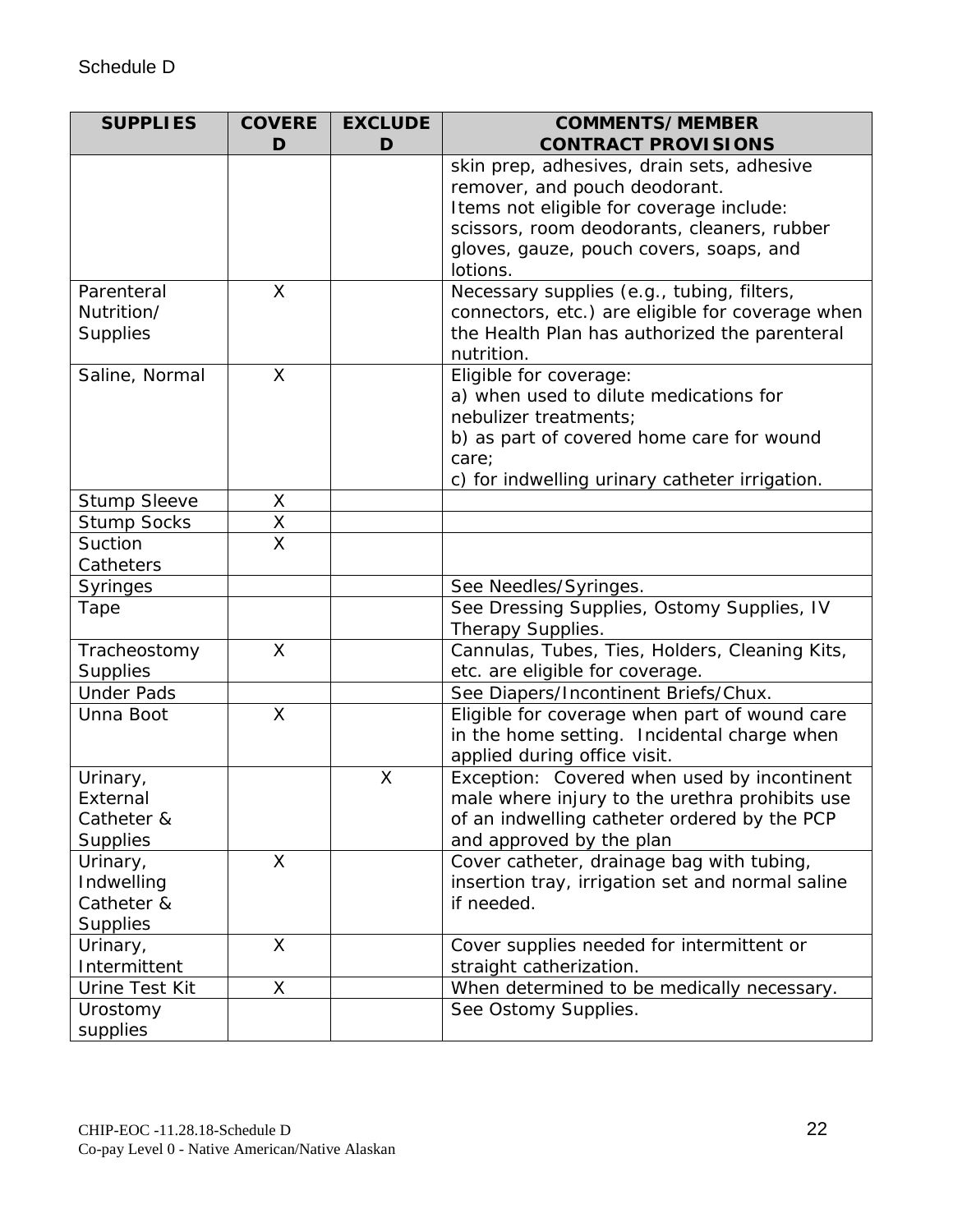Schedule D

| SUPPLIES | COVERED | EXCLUDED | COMMENTS/MEMBER CONTRACT PROVISIONS |
|---|---|---|---|
| | | | skin prep, adhesives, drain sets, adhesive remover, and pouch deodorant. Items not eligible for coverage include: scissors, room deodorants, cleaners, rubber gloves, gauze, pouch covers, soaps, and lotions. |
| Parenteral Nutrition/ Supplies | X | | Necessary supplies (e.g., tubing, filters, connectors, etc.) are eligible for coverage when the Health Plan has authorized the parenteral nutrition. |
| Saline, Normal | X | | Eligible for coverage: a) when used to dilute medications for nebulizer treatments; b) as part of covered home care for wound care; c) for indwelling urinary catheter irrigation. |
| Stump Sleeve | X | | |
| Stump Socks | X | | |
| Suction Catheters | X | | |
| Syringes | | | See Needles/Syringes. |
| Tape | | | See Dressing Supplies, Ostomy Supplies, IV Therapy Supplies. |
| Tracheostomy Supplies | X | | Cannulas, Tubes, Ties, Holders, Cleaning Kits, etc. are eligible for coverage. |
| Under Pads | | | See Diapers/Incontinent Briefs/Chux. |
| Unna Boot | X | | Eligible for coverage when part of wound care in the home setting. Incidental charge when applied during office visit. |
| Urinary, External Catheter & Supplies | | X | Exception: Covered when used by incontinent male where injury to the urethra prohibits use of an indwelling catheter ordered by the PCP and approved by the plan |
| Urinary, Indwelling Catheter & Supplies | X | | Cover catheter, drainage bag with tubing, insertion tray, irrigation set and normal saline if needed. |
| Urinary, Intermittent | X | | Cover supplies needed for intermittent or straight catherization. |
| Urine Test Kit | X | | When determined to be medically necessary. |
| Urostomy supplies | | | See Ostomy Supplies. |

CHIP-EOC -11.28.18-Schedule D
Co-pay Level 0 - Native American/Native Alaskan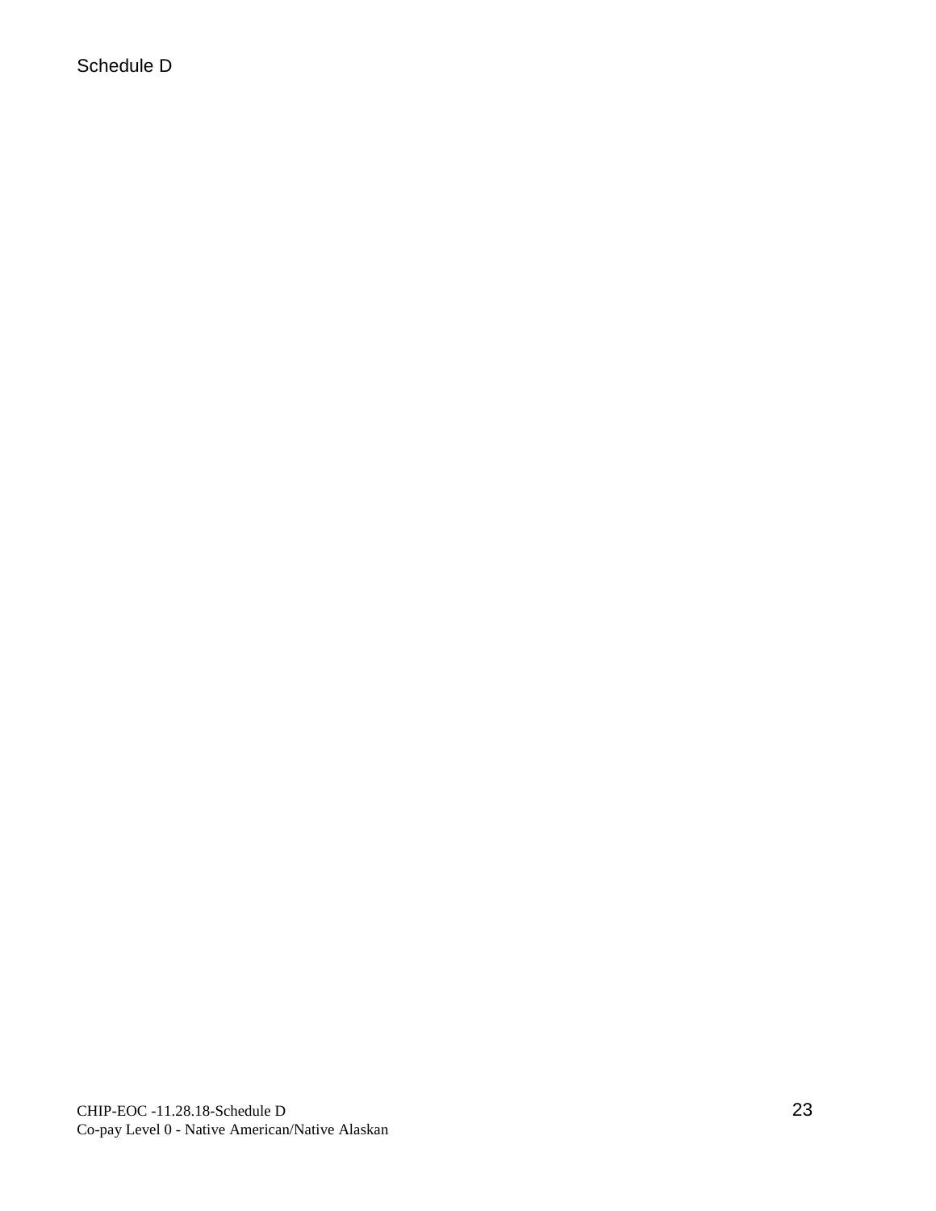Schedule D